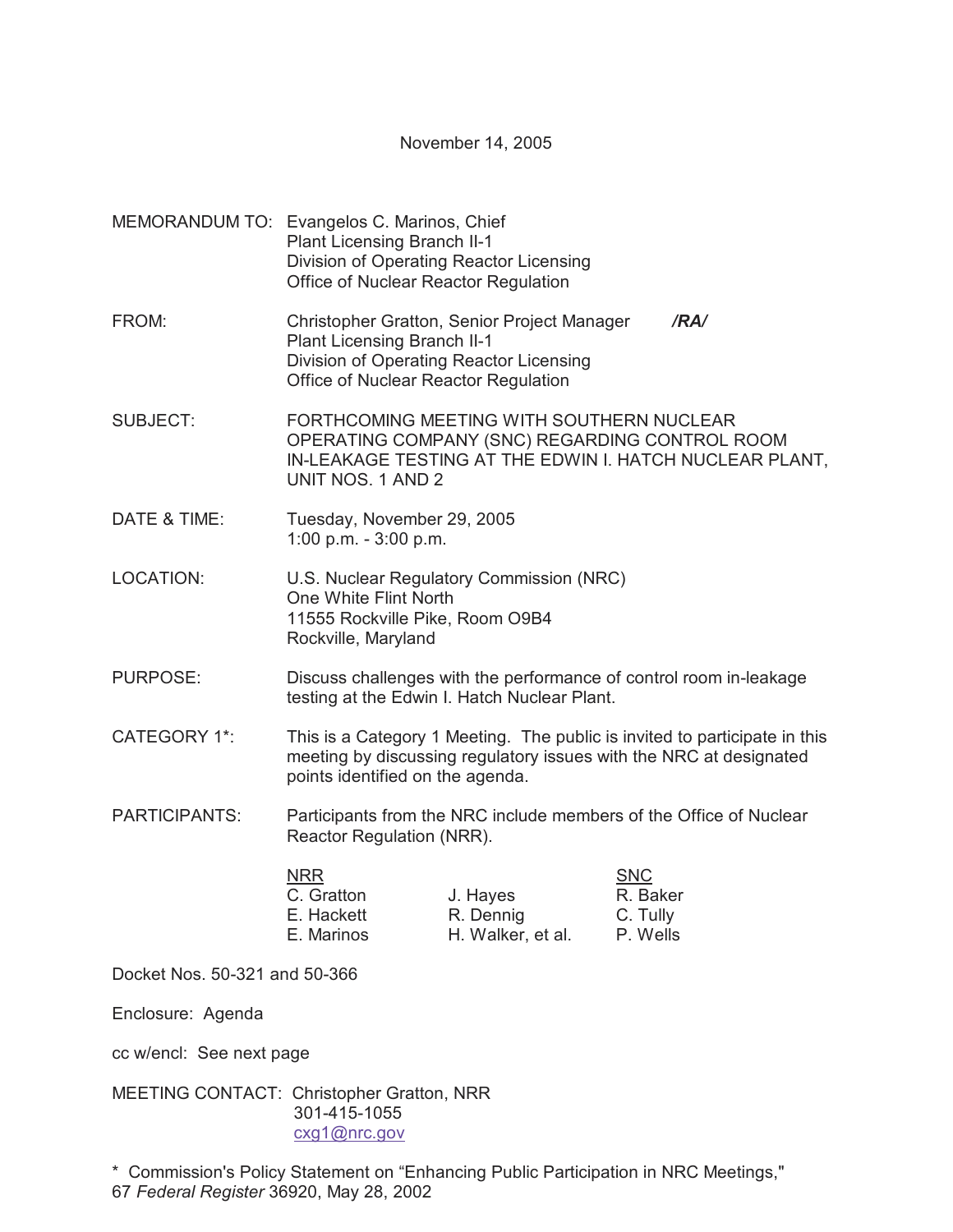November 14, 2005

MEMORANDUM TO: Evangelos C. Marinos, Chief
Plant Licensing Branch II-1
Division of Operating Reactor Licensing
Office of Nuclear Reactor Regulation

FROM: Christopher Gratton, Senior Project Manager **/RA/**
Plant Licensing Branch II-1
Division of Operating Reactor Licensing
Office of Nuclear Reactor Regulation

SUBJECT: FORTHCOMING MEETING WITH SOUTHERN NUCLEAR OPERATING COMPANY (SNC) REGARDING CONTROL ROOM IN-LEAKAGE TESTING AT THE EDWIN I. HATCH NUCLEAR PLANT, UNIT NOS. 1 AND 2

DATE & TIME: Tuesday, November 29, 2005
1:00 p.m. - 3:00 p.m.

LOCATION: U.S. Nuclear Regulatory Commission (NRC)
One White Flint North
11555 Rockville Pike, Room O9B4
Rockville, Maryland

PURPOSE: Discuss challenges with the performance of control room in-leakage testing at the Edwin I. Hatch Nuclear Plant.

CATEGORY 1*: This is a Category 1 Meeting. The public is invited to participate in this meeting by discussing regulatory issues with the NRC at designated points identified on the agenda.

PARTICIPANTS: Participants from the NRC include members of the Office of Nuclear Reactor Regulation (NRR).

| NRR | | SNC |
|---|---|---|
| C. Gratton | J. Hayes | R. Baker |
| E. Hackett | R. Dennig | C. Tully |
| E. Marinos | H. Walker, et al. | P. Wells |

Docket Nos. 50-321 and 50-366

Enclosure: Agenda

cc w/encl: See next page

MEETING CONTACT: Christopher Gratton, NRR
301-415-1055
cxg1@nrc.gov

\* Commission's Policy Statement on "Enhancing Public Participation in NRC Meetings," 67 *Federal Register* 36920, May 28, 2002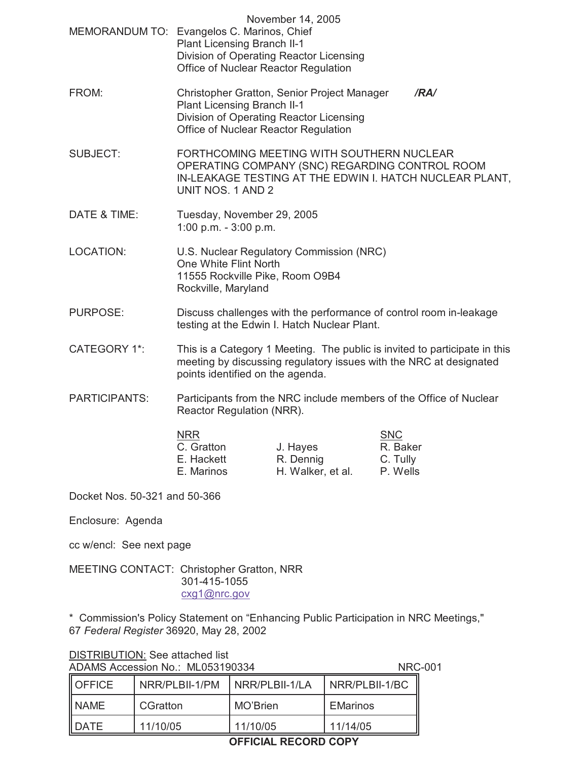November 14, 2005

MEMORANDUM TO: Evangelos C. Marinos, Chief
Plant Licensing Branch II-1
Division of Operating Reactor Licensing
Office of Nuclear Reactor Regulation

FROM: Christopher Gratton, Senior Project Manager **/RA/**
Plant Licensing Branch II-1
Division of Operating Reactor Licensing
Office of Nuclear Reactor Regulation

SUBJECT: FORTHCOMING MEETING WITH SOUTHERN NUCLEAR OPERATING COMPANY (SNC) REGARDING CONTROL ROOM IN-LEAKAGE TESTING AT THE EDWIN I. HATCH NUCLEAR PLANT, UNIT NOS. 1 AND 2

DATE & TIME: Tuesday, November 29, 2005
1:00 p.m. - 3:00 p.m.

LOCATION: U.S. Nuclear Regulatory Commission (NRC)
One White Flint North
11555 Rockville Pike, Room O9B4
Rockville, Maryland

PURPOSE: Discuss challenges with the performance of control room in-leakage testing at the Edwin I. Hatch Nuclear Plant.

CATEGORY 1*: This is a Category 1 Meeting. The public is invited to participate in this meeting by discussing regulatory issues with the NRC at designated points identified on the agenda.

PARTICIPANTS: Participants from the NRC include members of the Office of Nuclear Reactor Regulation (NRR).

| NRR | | SNC |
|---|---|---|
| C. Gratton | J. Hayes | R. Baker |
| E. Hackett | R. Dennig | C. Tully |
| E. Marinos | H. Walker, et al. | P. Wells |

Docket Nos. 50-321 and 50-366

Enclosure: Agenda

cc w/encl: See next page

MEETING CONTACT: Christopher Gratton, NRR
301-415-1055
cxg1@nrc.gov

\* Commission's Policy Statement on "Enhancing Public Participation in NRC Meetings," 67 *Federal Register* 36920, May 28, 2002

DISTRIBUTION: See attached list
ADAMS Accession No.: ML053190334 NRC-001

| OFFICE | NRR/PLBII-1/PM | NRR/PLBII-1/LA | NRR/PLBII-1/BC |
|---|---|---|---|
| NAME | CGratton | MO'Brien | EMarinos |
| DATE | 11/10/05 | 11/10/05 | 11/14/05 |

**OFFICIAL RECORD COPY**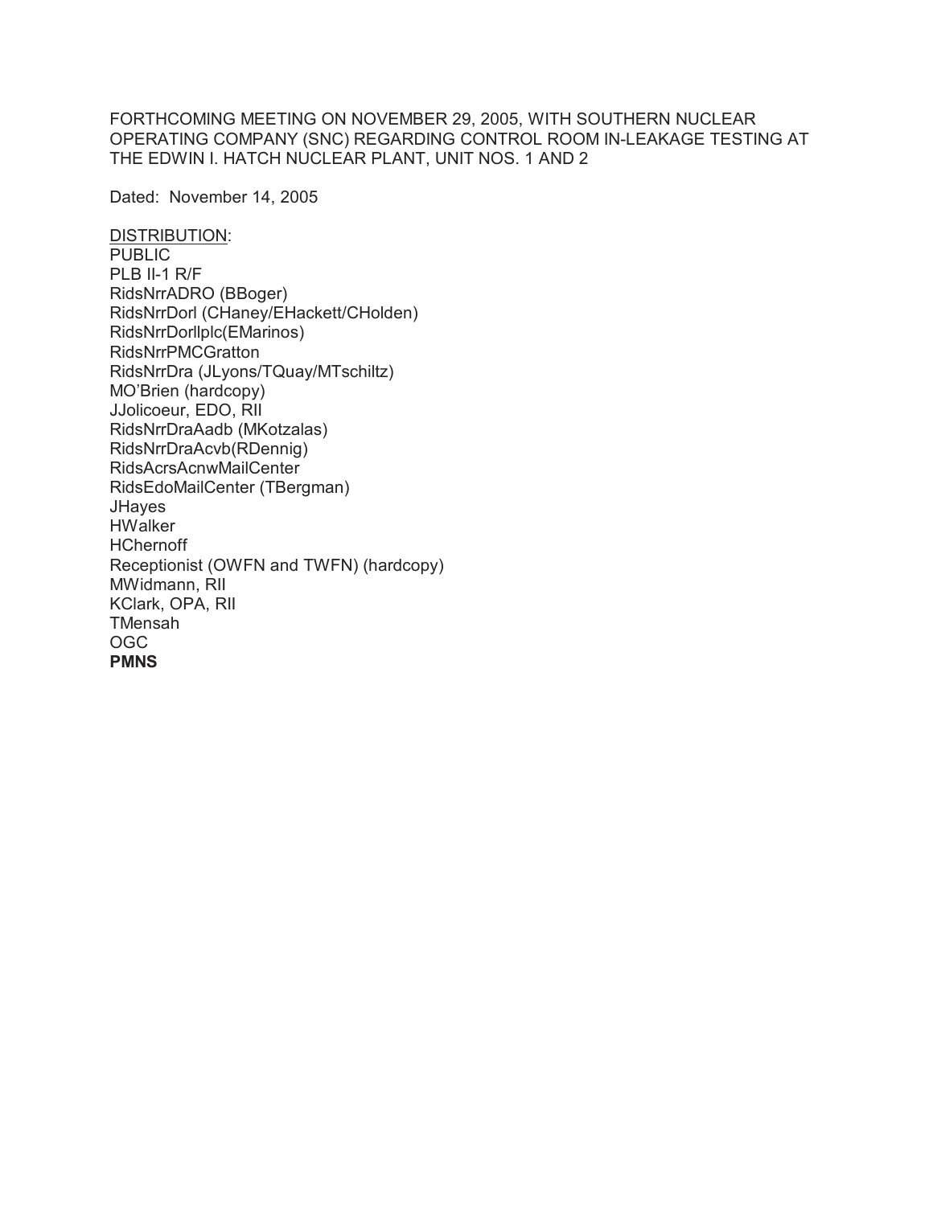FORTHCOMING MEETING ON NOVEMBER 29, 2005, WITH SOUTHERN NUCLEAR OPERATING COMPANY (SNC) REGARDING CONTROL ROOM IN-LEAKAGE TESTING AT THE EDWIN I. HATCH NUCLEAR PLANT, UNIT NOS. 1 AND 2

Dated: November 14, 2005

<u>DISTRIBUTION</u>:
PUBLIC
PLB II-1 R/F
RidsNrrADRO (BBoger)
RidsNrrDorl (CHaney/EHackett/CHolden)
RidsNrrDorllplc(EMarinos)
RidsNrrPMCGratton
RidsNrrDra (JLyons/TQuay/MTschiltz)
MO'Brien (hardcopy)
JJolicoeur, EDO, RII
RidsNrrDraAadb (MKotzalas)
RidsNrrDraAcvb(RDennig)
RidsAcrsAcnwMailCenter
RidsEdoMailCenter (TBergman)
JHayes
HWalker
HChernoff
Receptionist (OWFN and TWFN) (hardcopy)
MWidmann, RII
KClark, OPA, RII
TMensah
OGC
**PMNS**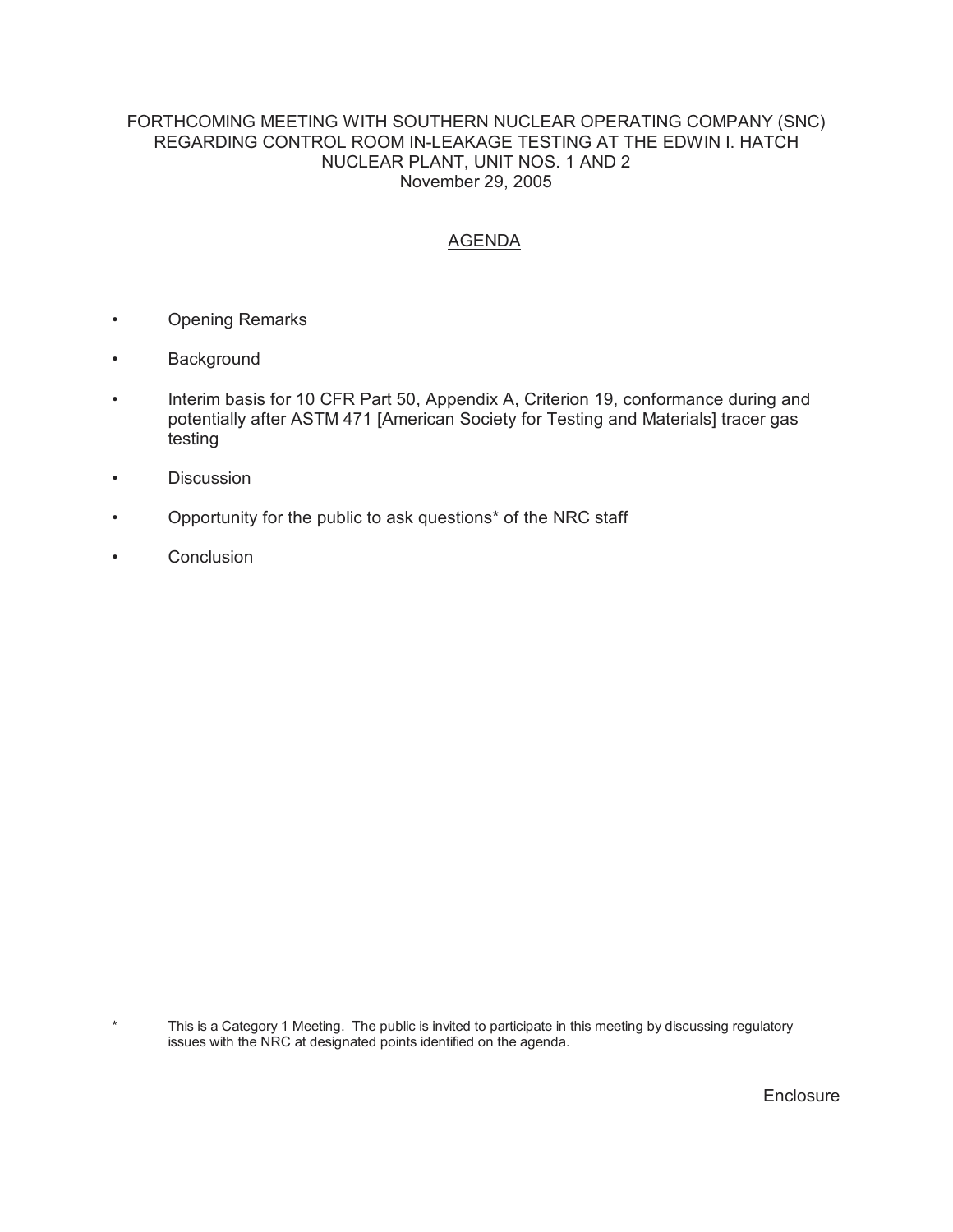FORTHCOMING MEETING WITH SOUTHERN NUCLEAR OPERATING COMPANY (SNC) REGARDING CONTROL ROOM IN-LEAKAGE TESTING AT THE EDWIN I. HATCH NUCLEAR PLANT, UNIT NOS. 1 AND 2
November 29, 2005

## AGENDA

- Opening Remarks
- Background
- Interim basis for 10 CFR Part 50, Appendix A, Criterion 19, conformance during and potentially after ASTM 471 [American Society for Testing and Materials] tracer gas testing
- Discussion
- Opportunity for the public to ask questions* of the NRC staff
- Conclusion

\* This is a Category 1 Meeting. The public is invited to participate in this meeting by discussing regulatory issues with the NRC at designated points identified on the agenda.

Enclosure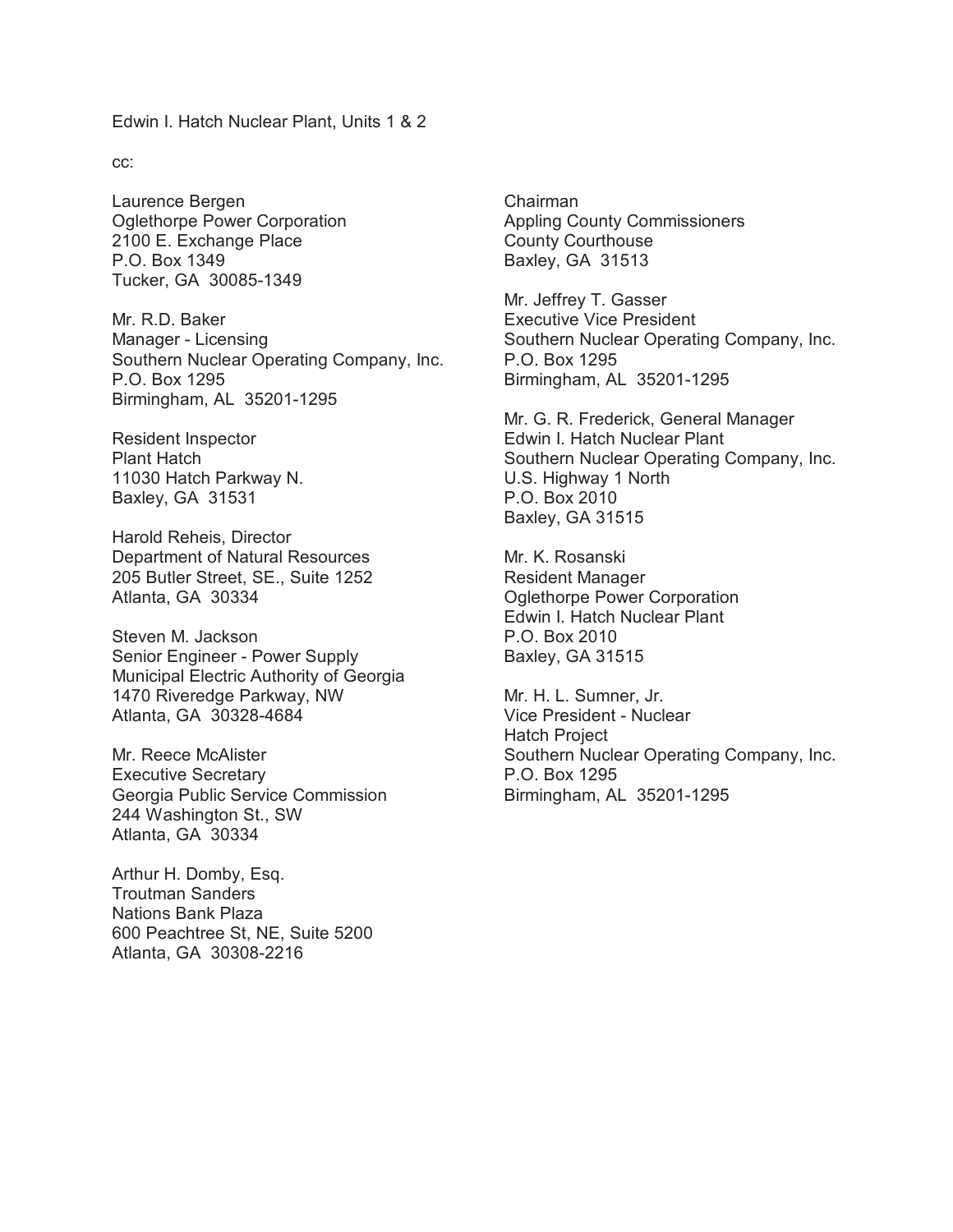Edwin I. Hatch Nuclear Plant, Units 1 & 2

cc:

Laurence Bergen
Oglethorpe Power Corporation
2100 E. Exchange Place
P.O. Box 1349
Tucker, GA 30085-1349

Mr. R.D. Baker
Manager - Licensing
Southern Nuclear Operating Company, Inc.
P.O. Box 1295
Birmingham, AL 35201-1295

Resident Inspector
Plant Hatch
11030 Hatch Parkway N.
Baxley, GA 31531

Harold Reheis, Director
Department of Natural Resources
205 Butler Street, SE., Suite 1252
Atlanta, GA 30334

Steven M. Jackson
Senior Engineer - Power Supply
Municipal Electric Authority of Georgia
1470 Riveredge Parkway, NW
Atlanta, GA 30328-4684

Mr. Reece McAlister
Executive Secretary
Georgia Public Service Commission
244 Washington St., SW
Atlanta, GA 30334

Arthur H. Domby, Esq.
Troutman Sanders
Nations Bank Plaza
600 Peachtree St, NE, Suite 5200
Atlanta, GA 30308-2216

Chairman
Appling County Commissioners
County Courthouse
Baxley, GA 31513

Mr. Jeffrey T. Gasser
Executive Vice President
Southern Nuclear Operating Company, Inc.
P.O. Box 1295
Birmingham, AL 35201-1295

Mr. G. R. Frederick, General Manager
Edwin I. Hatch Nuclear Plant
Southern Nuclear Operating Company, Inc.
U.S. Highway 1 North
P.O. Box 2010
Baxley, GA 31515

Mr. K. Rosanski
Resident Manager
Oglethorpe Power Corporation
Edwin I. Hatch Nuclear Plant
P.O. Box 2010
Baxley, GA 31515

Mr. H. L. Sumner, Jr.
Vice President - Nuclear
Hatch Project
Southern Nuclear Operating Company, Inc.
P.O. Box 1295
Birmingham, AL 35201-1295